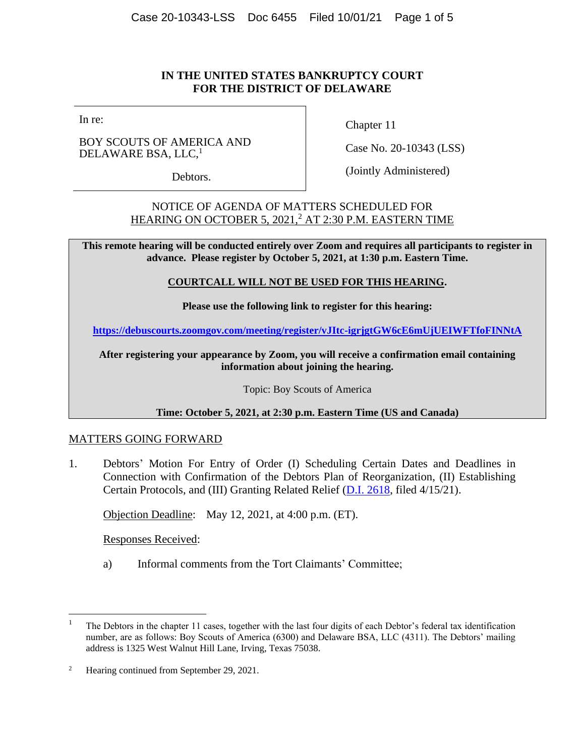**IN THE UNITED STATES BANKRUPTCY COURT**
**FOR THE DISTRICT OF DELAWARE**

| In re: BOY SCOUTS OF AMERICA AND DELAWARE BSA, LLC,[1] Debtors. | Chapter 11 Case No. 20-10343 (LSS) (Jointly Administered) |
| --- | --- |

NOTICE OF AGENDA OF MATTERS SCHEDULED FOR
HEARING ON OCTOBER 5, 2021,[2] AT 2:30 P.M. EASTERN TIME

**This remote hearing will be conducted entirely over Zoom and requires all participants to register in advance. Please register by October 5, 2021, at 1:30 p.m. Eastern Time.**

**COURTCALL WILL NOT BE USED FOR THIS HEARING.**

**Please use the following link to register for this hearing:**

**https://debuscourts.zoomgov.com/meeting/register/vJItc-igrjgtGW6cE6mUjUEIWFTfoFINNtA**

**After registering your appearance by Zoom, you will receive a confirmation email containing information about joining the hearing.**

Topic: Boy Scouts of America

**Time: October 5, 2021, at 2:30 p.m. Eastern Time (US and Canada)**

MATTERS GOING FORWARD

1. Debtors' Motion For Entry of Order (I) Scheduling Certain Dates and Deadlines in Connection with Confirmation of the Debtors Plan of Reorganization, (II) Establishing Certain Protocols, and (III) Granting Related Relief (D.I. 2618, filed 4/15/21).

   Objection Deadline: May 12, 2021, at 4:00 p.m. (ET).

   Responses Received:

   a) Informal comments from the Tort Claimants' Committee;

---

[1] The Debtors in the chapter 11 cases, together with the last four digits of each Debtor's federal tax identification number, are as follows: Boy Scouts of America (6300) and Delaware BSA, LLC (4311). The Debtors' mailing address is 1325 West Walnut Hill Lane, Irving, Texas 75038.

[2] Hearing continued from September 29, 2021.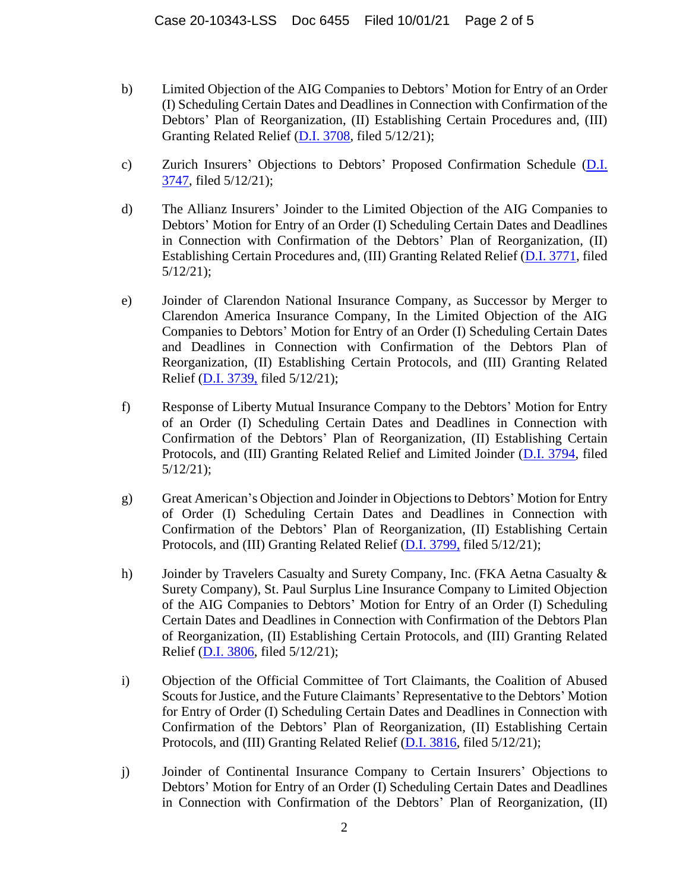b) Limited Objection of the AIG Companies to Debtors' Motion for Entry of an Order (I) Scheduling Certain Dates and Deadlines in Connection with Confirmation of the Debtors' Plan of Reorganization, (II) Establishing Certain Procedures and, (III) Granting Related Relief (D.I. 3708, filed 5/12/21);

c) Zurich Insurers' Objections to Debtors' Proposed Confirmation Schedule (D.I. 3747, filed 5/12/21);

d) The Allianz Insurers' Joinder to the Limited Objection of the AIG Companies to Debtors' Motion for Entry of an Order (I) Scheduling Certain Dates and Deadlines in Connection with Confirmation of the Debtors' Plan of Reorganization, (II) Establishing Certain Procedures and, (III) Granting Related Relief (D.I. 3771, filed 5/12/21);

e) Joinder of Clarendon National Insurance Company, as Successor by Merger to Clarendon America Insurance Company, In the Limited Objection of the AIG Companies to Debtors' Motion for Entry of an Order (I) Scheduling Certain Dates and Deadlines in Connection with Confirmation of the Debtors Plan of Reorganization, (II) Establishing Certain Protocols, and (III) Granting Related Relief (D.I. 3739, filed 5/12/21);

f) Response of Liberty Mutual Insurance Company to the Debtors' Motion for Entry of an Order (I) Scheduling Certain Dates and Deadlines in Connection with Confirmation of the Debtors' Plan of Reorganization, (II) Establishing Certain Protocols, and (III) Granting Related Relief and Limited Joinder (D.I. 3794, filed 5/12/21);

g) Great American's Objection and Joinder in Objections to Debtors' Motion for Entry of Order (I) Scheduling Certain Dates and Deadlines in Connection with Confirmation of the Debtors' Plan of Reorganization, (II) Establishing Certain Protocols, and (III) Granting Related Relief (D.I. 3799, filed 5/12/21);

h) Joinder by Travelers Casualty and Surety Company, Inc. (FKA Aetna Casualty & Surety Company), St. Paul Surplus Line Insurance Company to Limited Objection of the AIG Companies to Debtors' Motion for Entry of an Order (I) Scheduling Certain Dates and Deadlines in Connection with Confirmation of the Debtors Plan of Reorganization, (II) Establishing Certain Protocols, and (III) Granting Related Relief (D.I. 3806, filed 5/12/21);

i) Objection of the Official Committee of Tort Claimants, the Coalition of Abused Scouts for Justice, and the Future Claimants' Representative to the Debtors' Motion for Entry of Order (I) Scheduling Certain Dates and Deadlines in Connection with Confirmation of the Debtors' Plan of Reorganization, (II) Establishing Certain Protocols, and (III) Granting Related Relief (D.I. 3816, filed 5/12/21);

j) Joinder of Continental Insurance Company to Certain Insurers' Objections to Debtors' Motion for Entry of an Order (I) Scheduling Certain Dates and Deadlines in Connection with Confirmation of the Debtors' Plan of Reorganization, (II)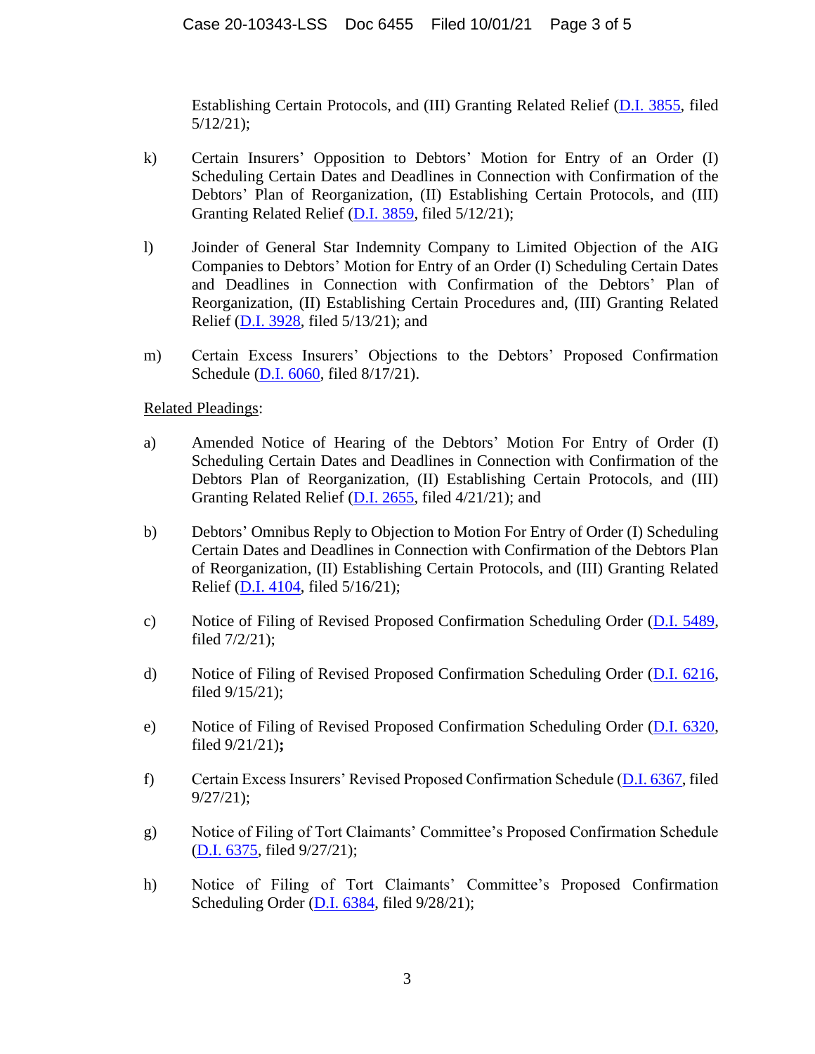Establishing Certain Protocols, and (III) Granting Related Relief (D.I. 3855, filed 5/12/21);

k) Certain Insurers' Opposition to Debtors' Motion for Entry of an Order (I) Scheduling Certain Dates and Deadlines in Connection with Confirmation of the Debtors' Plan of Reorganization, (II) Establishing Certain Protocols, and (III) Granting Related Relief (D.I. 3859, filed 5/12/21);

l) Joinder of General Star Indemnity Company to Limited Objection of the AIG Companies to Debtors' Motion for Entry of an Order (I) Scheduling Certain Dates and Deadlines in Connection with Confirmation of the Debtors' Plan of Reorganization, (II) Establishing Certain Procedures and, (III) Granting Related Relief (D.I. 3928, filed 5/13/21); and

m) Certain Excess Insurers' Objections to the Debtors' Proposed Confirmation Schedule (D.I. 6060, filed 8/17/21).

Related Pleadings:

a) Amended Notice of Hearing of the Debtors' Motion For Entry of Order (I) Scheduling Certain Dates and Deadlines in Connection with Confirmation of the Debtors Plan of Reorganization, (II) Establishing Certain Protocols, and (III) Granting Related Relief (D.I. 2655, filed 4/21/21); and

b) Debtors' Omnibus Reply to Objection to Motion For Entry of Order (I) Scheduling Certain Dates and Deadlines in Connection with Confirmation of the Debtors Plan of Reorganization, (II) Establishing Certain Protocols, and (III) Granting Related Relief (D.I. 4104, filed 5/16/21);

c) Notice of Filing of Revised Proposed Confirmation Scheduling Order (D.I. 5489, filed 7/2/21);

d) Notice of Filing of Revised Proposed Confirmation Scheduling Order (D.I. 6216, filed 9/15/21);

e) Notice of Filing of Revised Proposed Confirmation Scheduling Order (D.I. 6320, filed 9/21/21)**;**

f) Certain Excess Insurers' Revised Proposed Confirmation Schedule (D.I. 6367, filed 9/27/21);

g) Notice of Filing of Tort Claimants' Committee's Proposed Confirmation Schedule (D.I. 6375, filed 9/27/21);

h) Notice of Filing of Tort Claimants' Committee's Proposed Confirmation Scheduling Order (D.I. 6384, filed 9/28/21);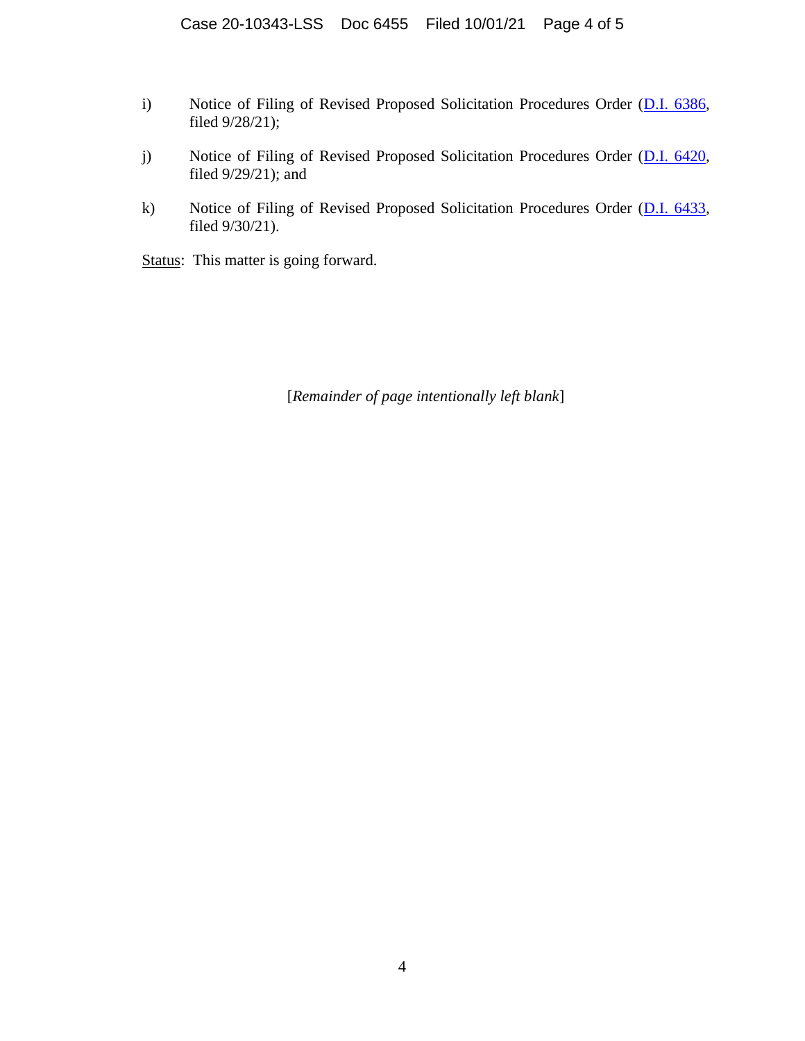i) Notice of Filing of Revised Proposed Solicitation Procedures Order (D.I. 6386, filed 9/28/21);

j) Notice of Filing of Revised Proposed Solicitation Procedures Order (D.I. 6420, filed 9/29/21); and

k) Notice of Filing of Revised Proposed Solicitation Procedures Order (D.I. 6433, filed 9/30/21).

Status: This matter is going forward.

[*Remainder of page intentionally left blank*]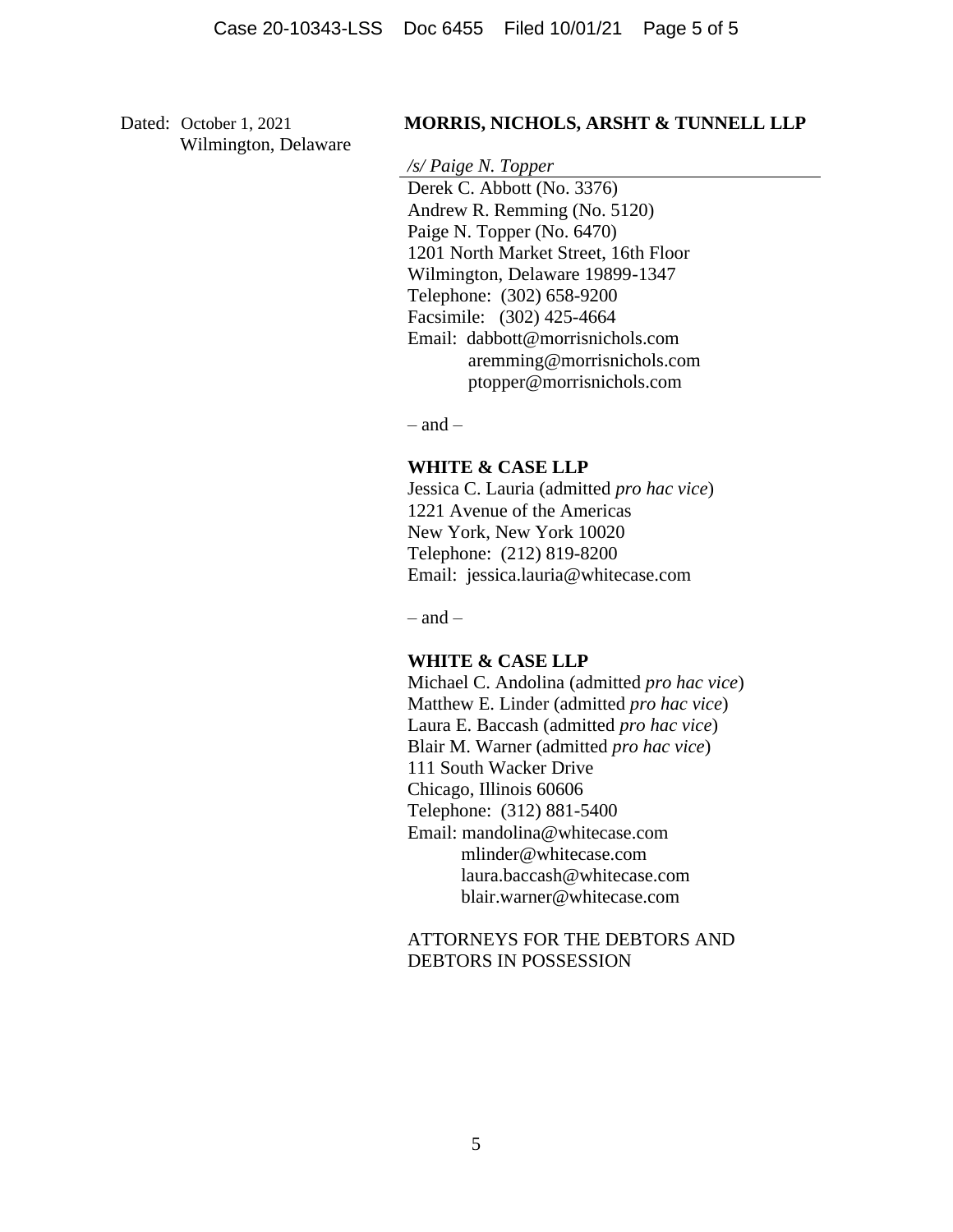Dated: October 1, 2021
Wilmington, Delaware

**MORRIS, NICHOLS, ARSHT & TUNNELL LLP**

*/s/ Paige N. Topper*

Derek C. Abbott (No. 3376)
Andrew R. Remming (No. 5120)
Paige N. Topper (No. 6470)
1201 North Market Street, 16th Floor
Wilmington, Delaware 19899-1347
Telephone: (302) 658-9200
Facsimile: (302) 425-4664
Email: dabbott@morrisnichols.com
aremming@morrisnichols.com
ptopper@morrisnichols.com

– and –

**WHITE & CASE LLP**
Jessica C. Lauria (admitted *pro hac vice*)
1221 Avenue of the Americas
New York, New York 10020
Telephone: (212) 819-8200
Email: jessica.lauria@whitecase.com

– and –

**WHITE & CASE LLP**
Michael C. Andolina (admitted *pro hac vice*)
Matthew E. Linder (admitted *pro hac vice*)
Laura E. Baccash (admitted *pro hac vice*)
Blair M. Warner (admitted *pro hac vice*)
111 South Wacker Drive
Chicago, Illinois 60606
Telephone: (312) 881-5400
Email: mandolina@whitecase.com
mlinder@whitecase.com
laura.baccash@whitecase.com
blair.warner@whitecase.com

ATTORNEYS FOR THE DEBTORS AND DEBTORS IN POSSESSION